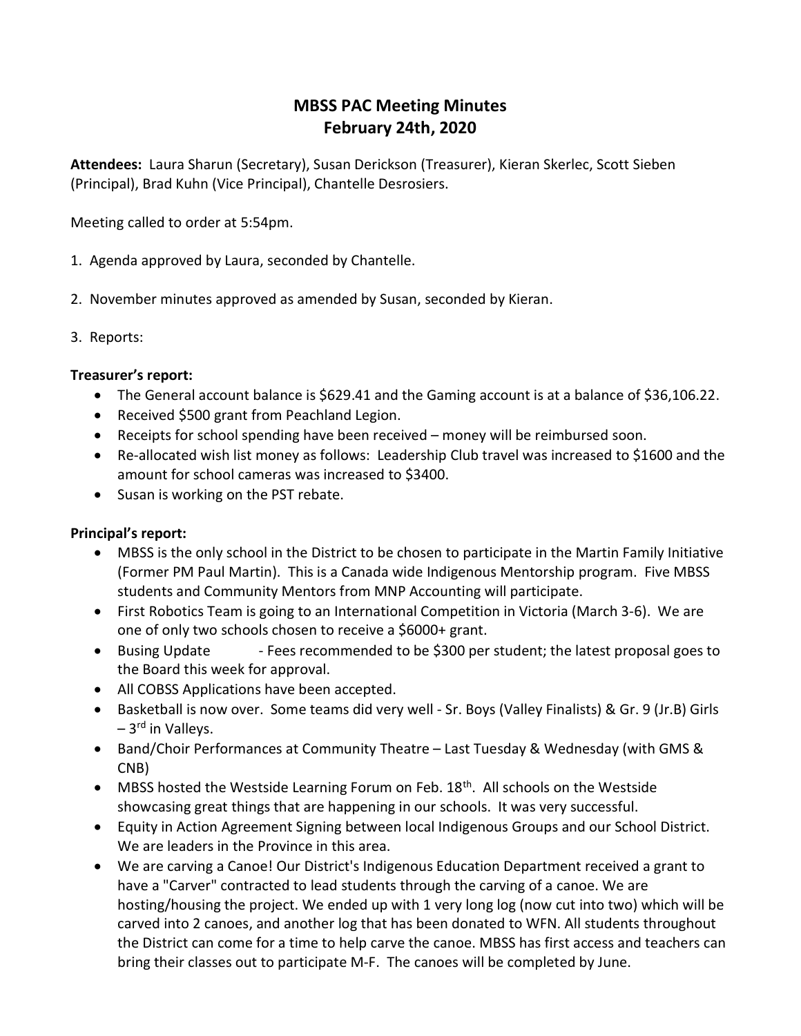# MBSS PAC Meeting Minutes
# February 24th, 2020

**Attendees:** Laura Sharun (Secretary), Susan Derickson (Treasurer), Kieran Skerlec, Scott Sieben (Principal), Brad Kuhn (Vice Principal), Chantelle Desrosiers.

Meeting called to order at 5:54pm.

1. Agenda approved by Laura, seconded by Chantelle.

2. November minutes approved as amended by Susan, seconded by Kieran.

3. Reports:

**Treasurer's report:**

- The General account balance is $629.41 and the Gaming account is at a balance of $36,106.22.
- Received $500 grant from Peachland Legion.
- Receipts for school spending have been received – money will be reimbursed soon.
- Re-allocated wish list money as follows: Leadership Club travel was increased to $1600 and the amount for school cameras was increased to $3400.
- Susan is working on the PST rebate.

**Principal's report:**

- MBSS is the only school in the District to be chosen to participate in the Martin Family Initiative (Former PM Paul Martin). This is a Canada wide Indigenous Mentorship program. Five MBSS students and Community Mentors from MNP Accounting will participate.
- First Robotics Team is going to an International Competition in Victoria (March 3-6). We are one of only two schools chosen to receive a $6000+ grant.
- Busing Update - Fees recommended to be $300 per student; the latest proposal goes to the Board this week for approval.
- All COBSS Applications have been accepted.
- Basketball is now over. Some teams did very well - Sr. Boys (Valley Finalists) & Gr. 9 (Jr.B) Girls – 3rd in Valleys.
- Band/Choir Performances at Community Theatre – Last Tuesday & Wednesday (with GMS & CNB)
- MBSS hosted the Westside Learning Forum on Feb. 18th. All schools on the Westside showcasing great things that are happening in our schools. It was very successful.
- Equity in Action Agreement Signing between local Indigenous Groups and our School District. We are leaders in the Province in this area.
- We are carving a Canoe! Our District's Indigenous Education Department received a grant to have a "Carver" contracted to lead students through the carving of a canoe. We are hosting/housing the project. We ended up with 1 very long log (now cut into two) which will be carved into 2 canoes, and another log that has been donated to WFN. All students throughout the District can come for a time to help carve the canoe. MBSS has first access and teachers can bring their classes out to participate M-F. The canoes will be completed by June.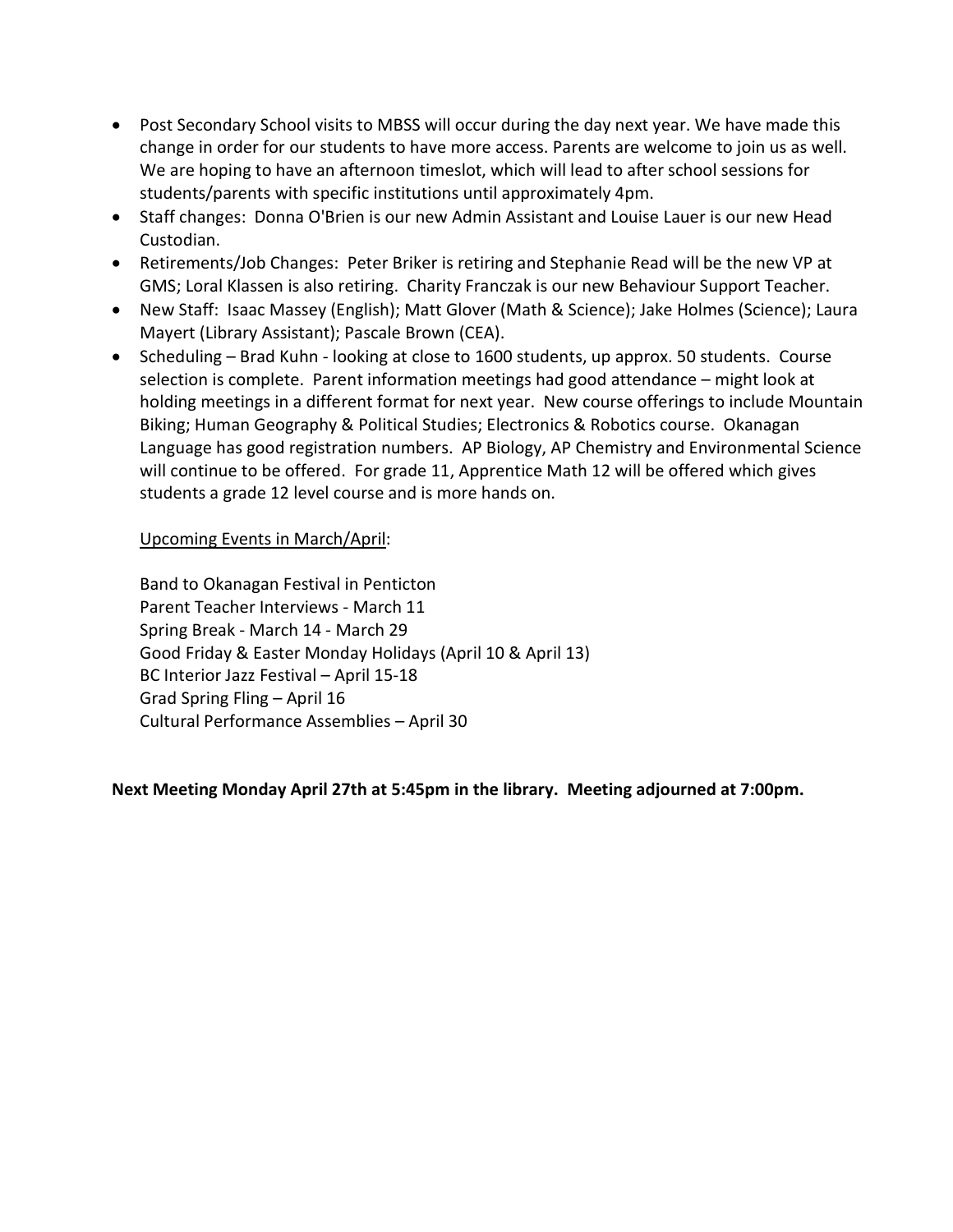- Post Secondary School visits to MBSS will occur during the day next year. We have made this change in order for our students to have more access. Parents are welcome to join us as well. We are hoping to have an afternoon timeslot, which will lead to after school sessions for students/parents with specific institutions until approximately 4pm.
- Staff changes: Donna O'Brien is our new Admin Assistant and Louise Lauer is our new Head Custodian.
- Retirements/Job Changes: Peter Briker is retiring and Stephanie Read will be the new VP at GMS; Loral Klassen is also retiring. Charity Franczak is our new Behaviour Support Teacher.
- New Staff: Isaac Massey (English); Matt Glover (Math & Science); Jake Holmes (Science); Laura Mayert (Library Assistant); Pascale Brown (CEA).
- Scheduling – Brad Kuhn - looking at close to 1600 students, up approx. 50 students. Course selection is complete. Parent information meetings had good attendance – might look at holding meetings in a different format for next year. New course offerings to include Mountain Biking; Human Geography & Political Studies; Electronics & Robotics course. Okanagan Language has good registration numbers. AP Biology, AP Chemistry and Environmental Science will continue to be offered. For grade 11, Apprentice Math 12 will be offered which gives students a grade 12 level course and is more hands on.

  <u>Upcoming Events in March/April</u>:

  Band to Okanagan Festival in Penticton
  Parent Teacher Interviews - March 11
  Spring Break - March 14 - March 29
  Good Friday & Easter Monday Holidays (April 10 & April 13)
  BC Interior Jazz Festival – April 15-18
  Grad Spring Fling – April 16
  Cultural Performance Assemblies – April 30

**Next Meeting Monday April 27th at 5:45pm in the library. Meeting adjourned at 7:00pm.**